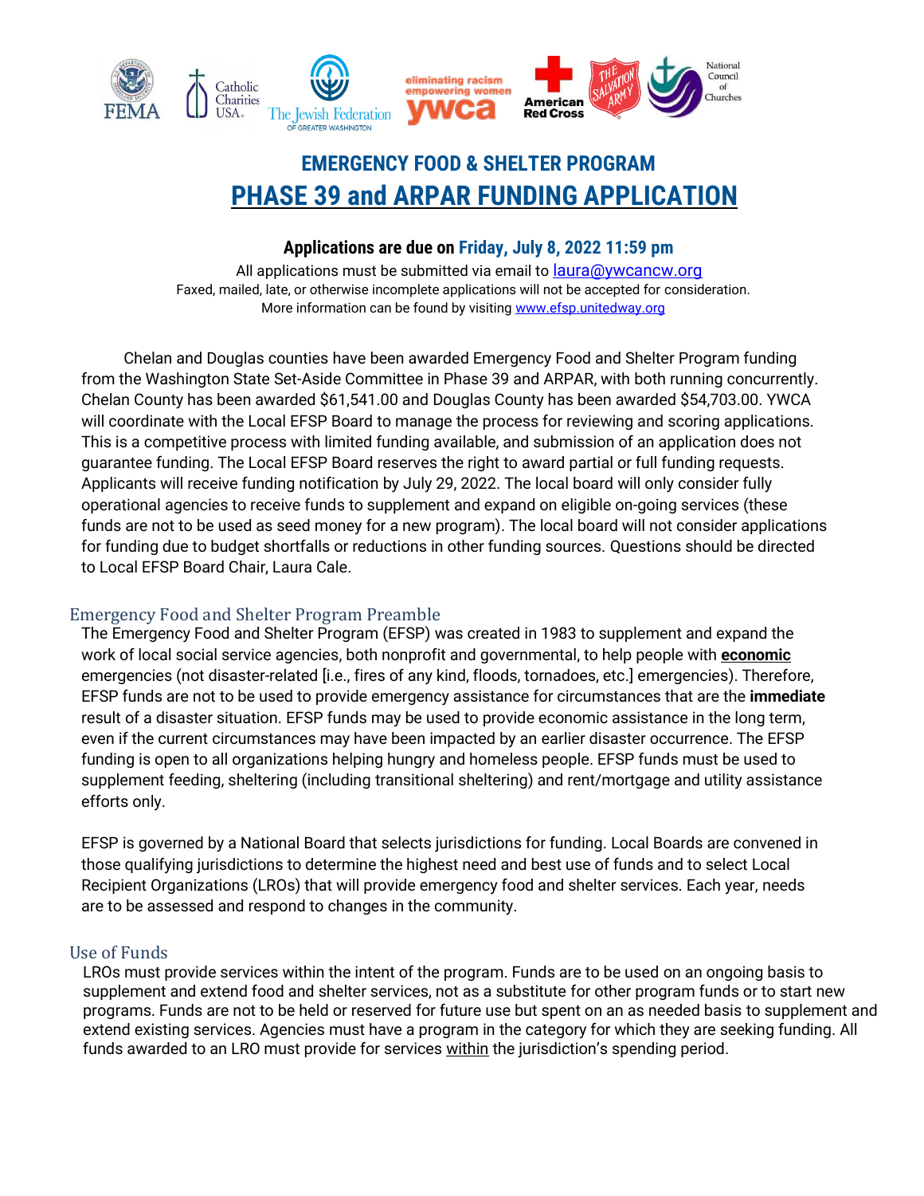# EMERGENCY FOOD & SHELTER PROGRAM

## PHASE 39 and ARPAR FUNDING APPLICATION

**Applications are due on Friday, July 8, 2022 11:59 pm**

All applications must be submitted via email to laura@ywcancw.org

Faxed, mailed, late, or otherwise incomplete applications will not be accepted for consideration.

More information can be found by visiting www.efsp.unitedway.org

Chelan and Douglas counties have been awarded Emergency Food and Shelter Program funding from the Washington State Set-Aside Committee in Phase 39 and ARPAR, with both running concurrently. Chelan County has been awarded $61,541.00 and Douglas County has been awarded $54,703.00. YWCA will coordinate with the Local EFSP Board to manage the process for reviewing and scoring applications. This is a competitive process with limited funding available, and submission of an application does not guarantee funding. The Local EFSP Board reserves the right to award partial or full funding requests. Applicants will receive funding notification by July 29, 2022. The local board will only consider fully operational agencies to receive funds to supplement and expand on eligible on-going services (these funds are not to be used as seed money for a new program). The local board will not consider applications for funding due to budget shortfalls or reductions in other funding sources. Questions should be directed to Local EFSP Board Chair, Laura Cale.

### Emergency Food and Shelter Program Preamble

The Emergency Food and Shelter Program (EFSP) was created in 1983 to supplement and expand the work of local social service agencies, both nonprofit and governmental, to help people with **economic** emergencies (not disaster-related [i.e., fires of any kind, floods, tornadoes, etc.] emergencies). Therefore, EFSP funds are not to be used to provide emergency assistance for circumstances that are the **immediate** result of a disaster situation. EFSP funds may be used to provide economic assistance in the long term, even if the current circumstances may have been impacted by an earlier disaster occurrence. The EFSP funding is open to all organizations helping hungry and homeless people. EFSP funds must be used to supplement feeding, sheltering (including transitional sheltering) and rent/mortgage and utility assistance efforts only.

EFSP is governed by a National Board that selects jurisdictions for funding. Local Boards are convened in those qualifying jurisdictions to determine the highest need and best use of funds and to select Local Recipient Organizations (LROs) that will provide emergency food and shelter services. Each year, needs are to be assessed and respond to changes in the community.

### Use of Funds

LROs must provide services within the intent of the program. Funds are to be used on an ongoing basis to supplement and extend food and shelter services, not as a substitute for other program funds or to start new programs. Funds are not to be held or reserved for future use but spent on an as needed basis to supplement and extend existing services. Agencies must have a program in the category for which they are seeking funding. All funds awarded to an LRO must provide for services within the jurisdiction's spending period.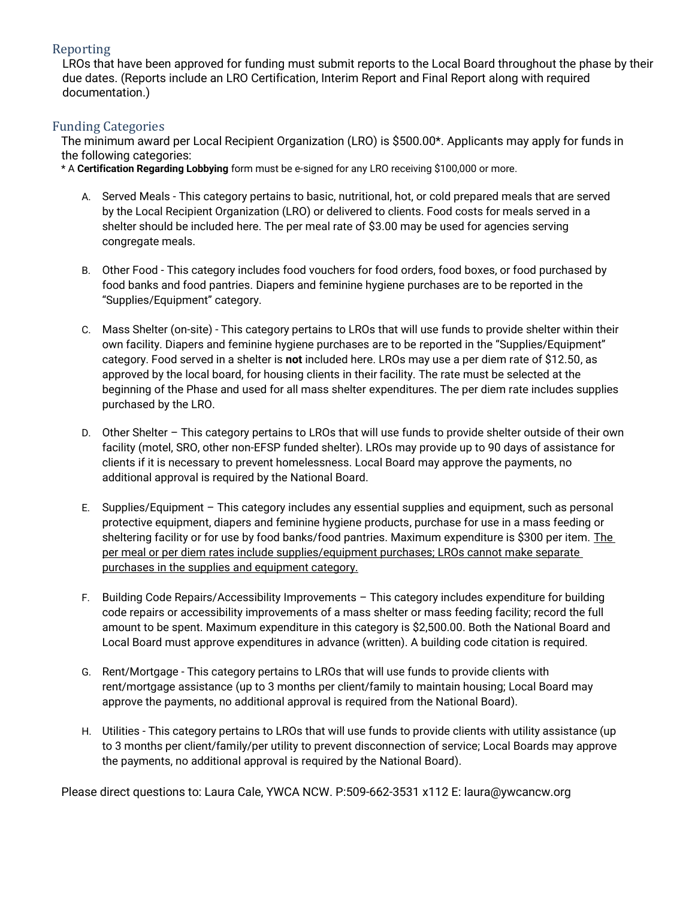## Reporting

LROs that have been approved for funding must submit reports to the Local Board throughout the phase by their due dates. (Reports include an LRO Certification, Interim Report and Final Report along with required documentation.)

## Funding Categories

The minimum award per Local Recipient Organization (LRO) is $500.00*. Applicants may apply for funds in the following categories:

* A **Certification Regarding Lobbying** form must be e-signed for any LRO receiving $100,000 or more.

A. Served Meals - This category pertains to basic, nutritional, hot, or cold prepared meals that are served by the Local Recipient Organization (LRO) or delivered to clients. Food costs for meals served in a shelter should be included here. The per meal rate of $3.00 may be used for agencies serving congregate meals.

B. Other Food - This category includes food vouchers for food orders, food boxes, or food purchased by food banks and food pantries. Diapers and feminine hygiene purchases are to be reported in the "Supplies/Equipment" category.

C. Mass Shelter (on-site) - This category pertains to LROs that will use funds to provide shelter within their own facility. Diapers and feminine hygiene purchases are to be reported in the "Supplies/Equipment" category. Food served in a shelter is **not** included here. LROs may use a per diem rate of $12.50, as approved by the local board, for housing clients in their facility. The rate must be selected at the beginning of the Phase and used for all mass shelter expenditures. The per diem rate includes supplies purchased by the LRO.

D. Other Shelter – This category pertains to LROs that will use funds to provide shelter outside of their own facility (motel, SRO, other non-EFSP funded shelter). LROs may provide up to 90 days of assistance for clients if it is necessary to prevent homelessness. Local Board may approve the payments, no additional approval is required by the National Board.

E. Supplies/Equipment – This category includes any essential supplies and equipment, such as personal protective equipment, diapers and feminine hygiene products, purchase for use in a mass feeding or sheltering facility or for use by food banks/food pantries. Maximum expenditure is $300 per item. <u>The per meal or per diem rates include supplies/equipment purchases; LROs cannot make separate purchases in the supplies and equipment category.</u>

F. Building Code Repairs/Accessibility Improvements – This category includes expenditure for building code repairs or accessibility improvements of a mass shelter or mass feeding facility; record the full amount to be spent. Maximum expenditure in this category is $2,500.00. Both the National Board and Local Board must approve expenditures in advance (written). A building code citation is required.

G. Rent/Mortgage - This category pertains to LROs that will use funds to provide clients with rent/mortgage assistance (up to 3 months per client/family to maintain housing; Local Board may approve the payments, no additional approval is required from the National Board).

H. Utilities - This category pertains to LROs that will use funds to provide clients with utility assistance (up to 3 months per client/family/per utility to prevent disconnection of service; Local Boards may approve the payments, no additional approval is required by the National Board).

Please direct questions to: Laura Cale, YWCA NCW. P:509-662-3531 x112 E: laura@ywcancw.org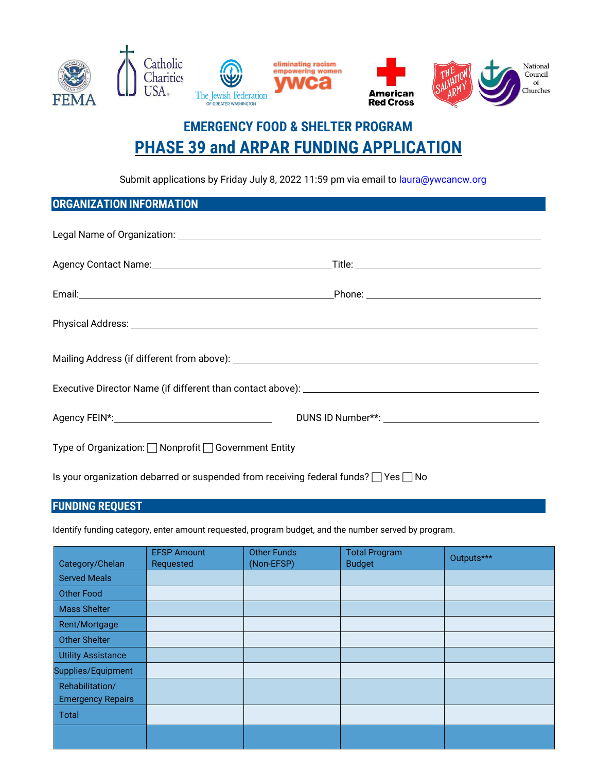## EMERGENCY FOOD & SHELTER PROGRAM

# PHASE 39 and ARPAR FUNDING APPLICATION

Submit applications by Friday July 8, 2022 11:59 pm via email to laura@ywcancw.org

## ORGANIZATION INFORMATION

Legal Name of Organization: ____________________________________________

Agency Contact Name: ______________________ Title: ______________________

Email: ______________________________ Phone: ______________________

Physical Address: ____________________________________________

Mailing Address (if different from above): ______________________________

Executive Director Name (if different than contact above): ______________________

Agency FEIN*: ______________________ DUNS ID Number**: ______________________

Type of Organization: ☐ Nonprofit ☐ Government Entity

Is your organization debarred or suspended from receiving federal funds? ☐ Yes ☐ No

## FUNDING REQUEST

Identify funding category, enter amount requested, program budget, and the number served by program.

| Category/Chelan | EFSP Amount Requested | Other Funds (Non-EFSP) | Total Program Budget | Outputs*** |
|---|---|---|---|---|
| Served Meals | | | | |
| Other Food | | | | |
| Mass Shelter | | | | |
| Rent/Mortgage | | | | |
| Other Shelter | | | | |
| Utility Assistance | | | | |
| Supplies/Equipment | | | | |
| Rehabilitation/ Emergency Repairs | | | | |
| Total | | | | |
| | | | | |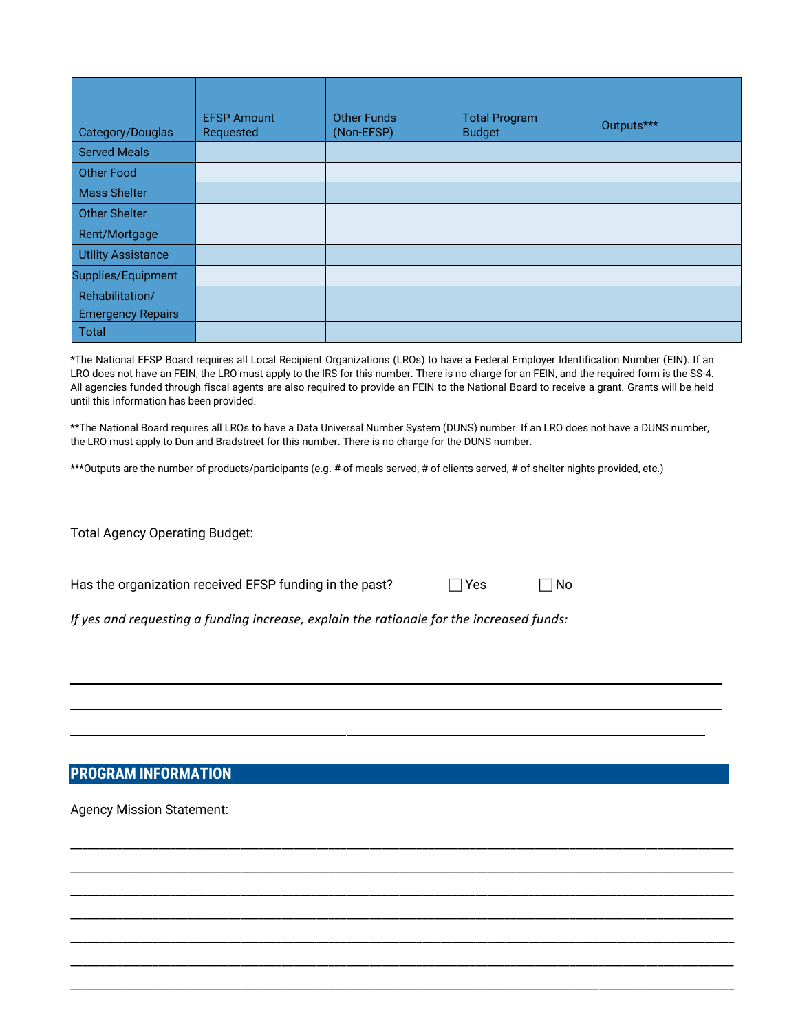| Category/Douglas | EFSP Amount Requested | Other Funds (Non-EFSP) | Total Program Budget | Outputs*** |
|---|---|---|---|---|
| Served Meals | | | | |
| Other Food | | | | |
| Mass Shelter | | | | |
| Other Shelter | | | | |
| Rent/Mortgage | | | | |
| Utility Assistance | | | | |
| Supplies/Equipment | | | | |
| Rehabilitation/ Emergency Repairs | | | | |
| Total | | | | |

*The National EFSP Board requires all Local Recipient Organizations (LROs) to have a Federal Employer Identification Number (EIN). If an LRO does not have an FEIN, the LRO must apply to the IRS for this number. There is no charge for an FEIN, and the required form is the SS-4. All agencies funded through fiscal agents are also required to provide an FEIN to the National Board to receive a grant. Grants will be held until this information has been provided.

**The National Board requires all LROs to have a Data Universal Number System (DUNS) number. If an LRO does not have a DUNS number, the LRO must apply to Dun and Bradstreet for this number. There is no charge for the DUNS number.

***Outputs are the number of products/participants (e.g. # of meals served, # of clients served, # of shelter nights provided, etc.)

Total Agency Operating Budget: ____________________________

Has the organization received EFSP funding in the past? ☐ Yes ☐ No

*If yes and requesting a funding increase, explain the rationale for the increased funds:*

______________________________________________________________________________

______________________________________________________________________________

______________________________________________________________________________

______________________________________________________________________________

## PROGRAM INFORMATION

Agency Mission Statement:

______________________________________________________________________________

______________________________________________________________________________

______________________________________________________________________________

______________________________________________________________________________

______________________________________________________________________________

______________________________________________________________________________

______________________________________________________________________________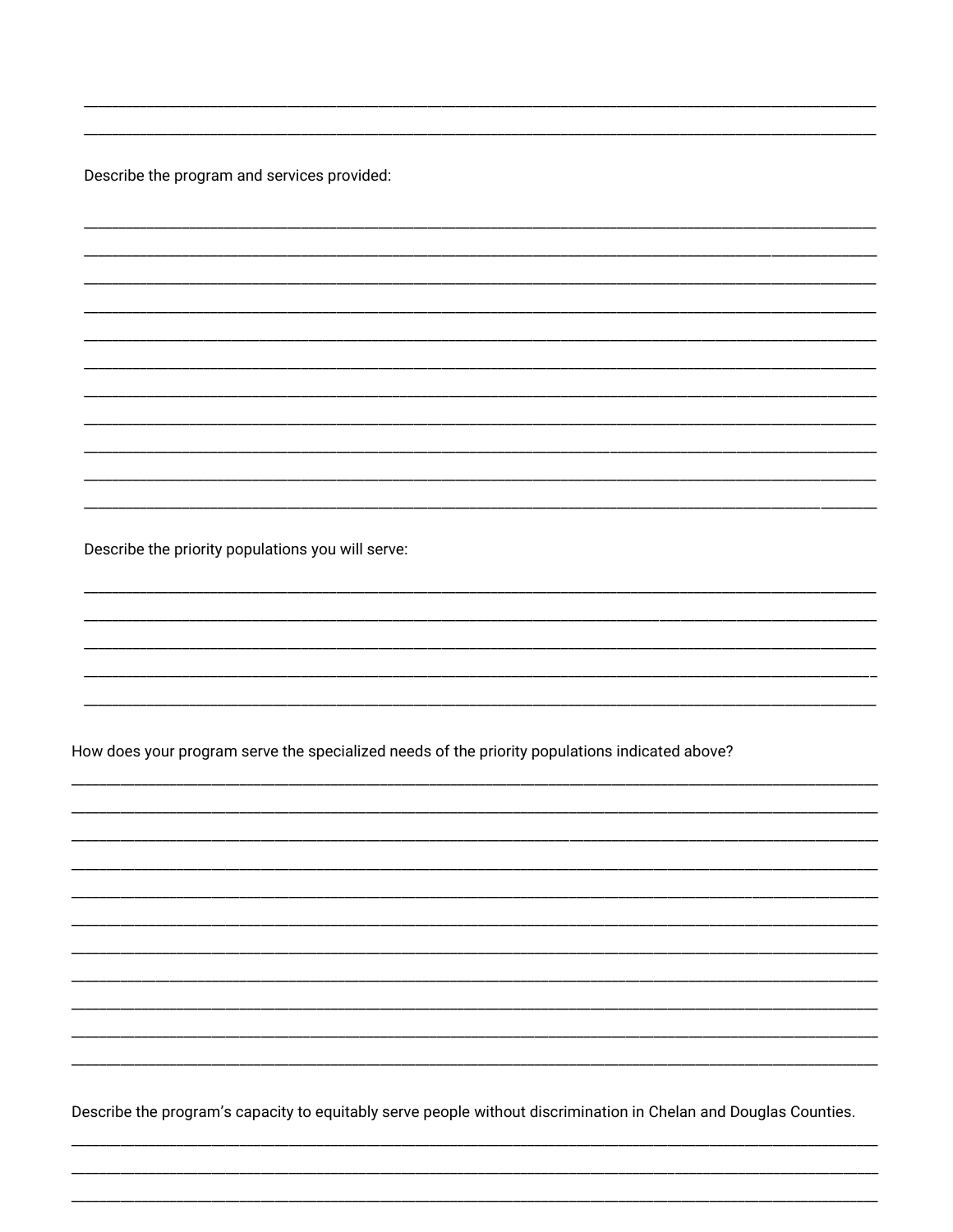Describe the program and services provided:

Describe the priority populations you will serve:

How does your program serve the specialized needs of the priority populations indicated above?

Describe the program's capacity to equitably serve people without discrimination in Chelan and Douglas Counties.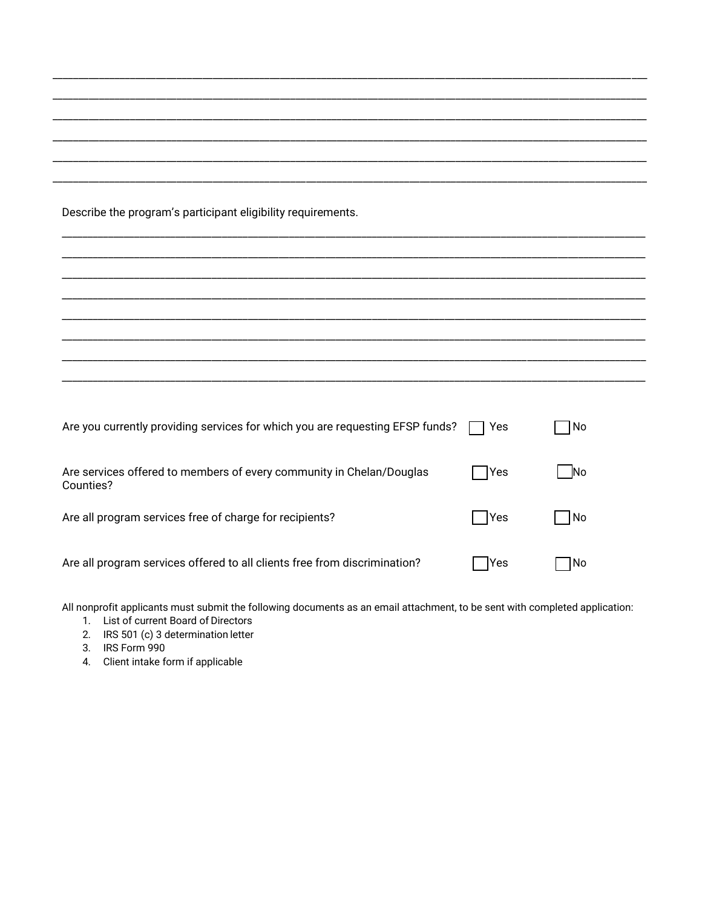Describe the program's participant eligibility requirements.

| | | |
|---|---|---|
| Are you currently providing services for which you are requesting EFSP funds? | ☐ Yes | ☐ No |
| Are services offered to members of every community in Chelan/Douglas Counties? | ☐ Yes | ☐ No |
| Are all program services free of charge for recipients? | ☐ Yes | ☐ No |
| Are all program services offered to all clients free from discrimination? | ☐ Yes | ☐ No |

All nonprofit applicants must submit the following documents as an email attachment, to be sent with completed application:

1. List of current Board of Directors
2. IRS 501 (c) 3 determination letter
3. IRS Form 990
4. Client intake form if applicable